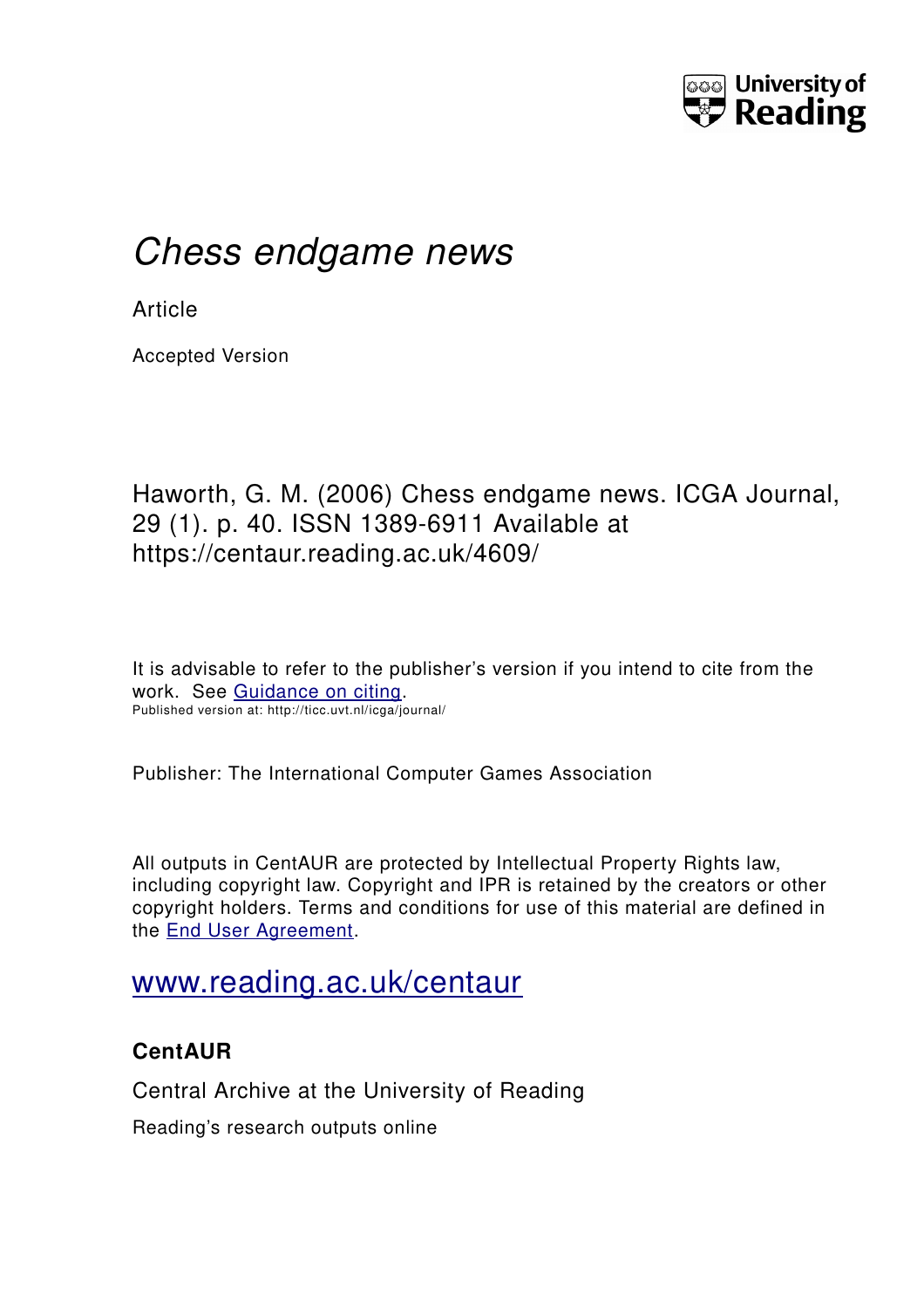University of Reading

# *Chess endgame news*

Article

Accepted Version

Haworth, G. M. (2006) Chess endgame news. ICGA Journal, 29 (1). p. 40. ISSN 1389-6911 Available at https://centaur.reading.ac.uk/4609/

It is advisable to refer to the publisher's version if you intend to cite from the work. See Guidance on citing.
Published version at: http://ticc.uvt.nl/icga/journal/

Publisher: The International Computer Games Association

All outputs in CentAUR are protected by Intellectual Property Rights law, including copyright law. Copyright and IPR is retained by the creators or other copyright holders. Terms and conditions for use of this material are defined in the End User Agreement.

www.reading.ac.uk/centaur

**CentAUR**

Central Archive at the University of Reading

Reading's research outputs online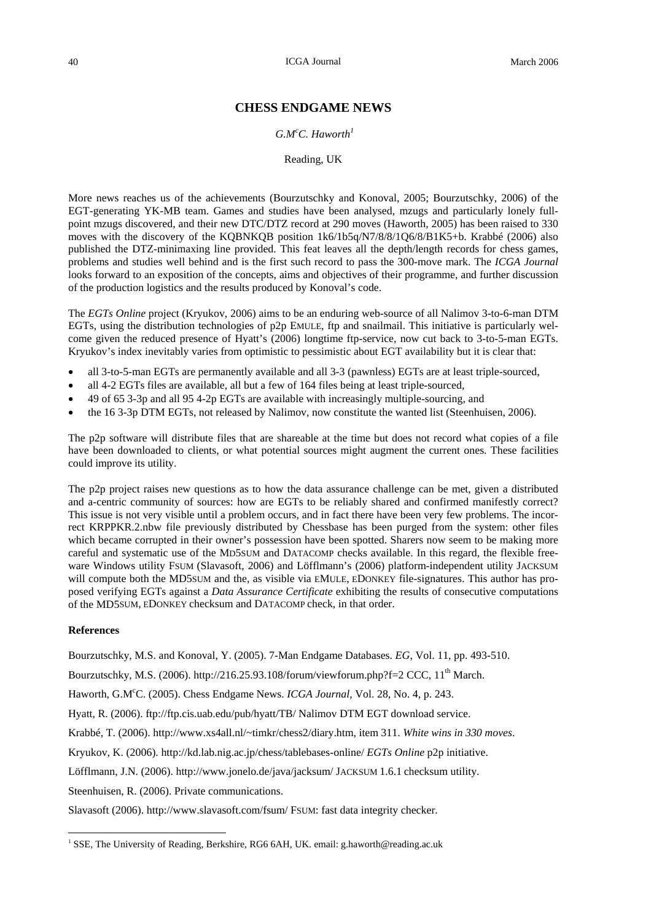# CHESS ENDGAME NEWS

*G.M$^{c}$C. Haworth*[1]

Reading, UK

More news reaches us of the achievements (Bourzutschky and Konoval, 2005; Bourzutschky, 2006) of the EGT-generating YK-MB team. Games and studies have been analysed, mzugs and particularly lonely full-point mzugs discovered, and their new DTC/DTZ record at 290 moves (Haworth, 2005) has been raised to 330 moves with the discovery of the KQBNKQB position 1k6/1b5q/N7/8/8/1Q6/8/B1K5+b. Krabbé (2006) also published the DTZ-minimaxing line provided. This feat leaves all the depth/length records for chess games, problems and studies well behind and is the first such record to pass the 300-move mark. The *ICGA Journal* looks forward to an exposition of the concepts, aims and objectives of their programme, and further discussion of the production logistics and the results produced by Konoval's code.

The *EGTs Online* project (Kryukov, 2006) aims to be an enduring web-source of all Nalimov 3-to-6-man DTM EGTs, using the distribution technologies of p2p EMULE, ftp and snailmail. This initiative is particularly welcome given the reduced presence of Hyatt's (2006) longtime ftp-service, now cut back to 3-to-5-man EGTs. Kryukov's index inevitably varies from optimistic to pessimistic about EGT availability but it is clear that:

- all 3-to-5-man EGTs are permanently available and all 3-3 (pawnless) EGTs are at least triple-sourced,
- all 4-2 EGTs files are available, all but a few of 164 files being at least triple-sourced,
- 49 of 65 3-3p and all 95 4-2p EGTs are available with increasingly multiple-sourcing, and
- the 16 3-3p DTM EGTs, not released by Nalimov, now constitute the wanted list (Steenhuisen, 2006).

The p2p software will distribute files that are shareable at the time but does not record what copies of a file have been downloaded to clients, or what potential sources might augment the current ones. These facilities could improve its utility.

The p2p project raises new questions as to how the data assurance challenge can be met, given a distributed and a-centric community of sources: how are EGTs to be reliably shared and confirmed manifestly correct? This issue is not very visible until a problem occurs, and in fact there have been very few problems. The incorrect KRPPKR.2.nbw file previously distributed by Chessbase has been purged from the system: other files which became corrupted in their owner's possession have been spotted. Sharers now seem to be making more careful and systematic use of the MD5SUM and DATACOMP checks available. In this regard, the flexible freeware Windows utility FSUM (Slavasoft, 2006) and Löfflmann's (2006) platform-independent utility JACKSUM will compute both the MD5SUM and the, as visible via EMULE, EDONKEY file-signatures. This author has proposed verifying EGTs against a *Data Assurance Certificate* exhibiting the results of consecutive computations of the MD5SUM, EDONKEY checksum and DATACOMP check, in that order.

### References

Bourzutschky, M.S. and Konoval, Y. (2005). 7-Man Endgame Databases. *EG*, Vol. 11, pp. 493-510.

Bourzutschky, M.S. (2006). http://216.25.93.108/forum/viewforum.php?f=2 CCC, 11th March.

Haworth, G.M$^{c}$C. (2005). Chess Endgame News. *ICGA Journal*, Vol. 28, No. 4, p. 243.

Hyatt, R. (2006). ftp://ftp.cis.uab.edu/pub/hyatt/TB/ Nalimov DTM EGT download service.

Krabbé, T. (2006). http://www.xs4all.nl/~timkr/chess2/diary.htm, item 311. *White wins in 330 moves*.

Kryukov, K. (2006). http://kd.lab.nig.ac.jp/chess/tablebases-online/ *EGTs Online* p2p initiative.

Löfflmann, J.N. (2006). http://www.jonelo.de/java/jacksum/ JACKSUM 1.6.1 checksum utility.

Steenhuisen, R. (2006). Private communications.

Slavasoft (2006). http://www.slavasoft.com/fsum/ FSUM: fast data integrity checker.

[1] SSE, The University of Reading, Berkshire, RG6 6AH, UK. email: g.haworth@reading.ac.uk